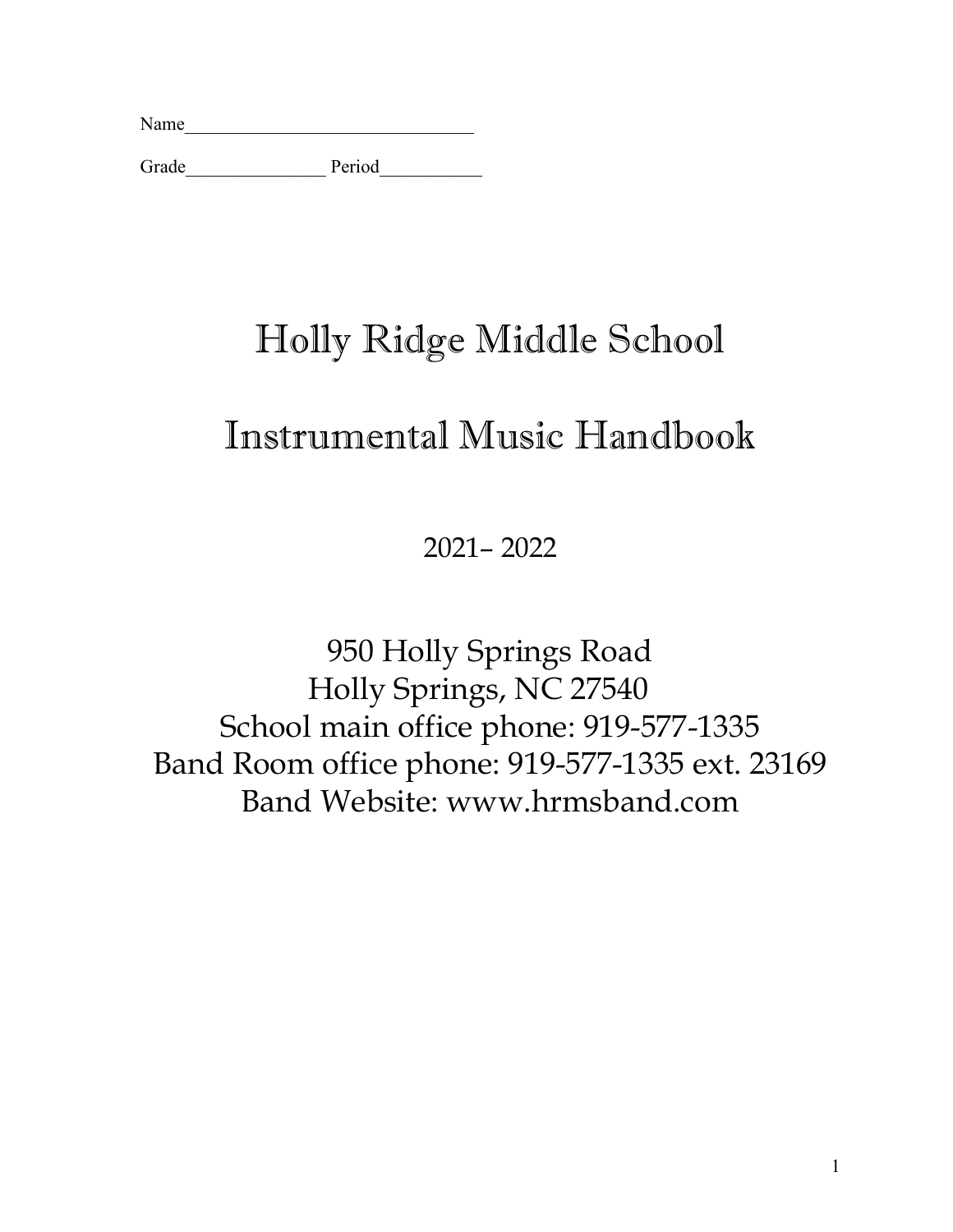Name_______________________________

Grade_______________ Period___________

# Holly Ridge Middle School

# Instrumental Music Handbook

2021– 2022

950 Holly Springs Road
Holly Springs, NC 27540
School main office phone: 919-577-1335
Band Room office phone: 919-577-1335 ext. 23169
Band Website: www.hrmsband.com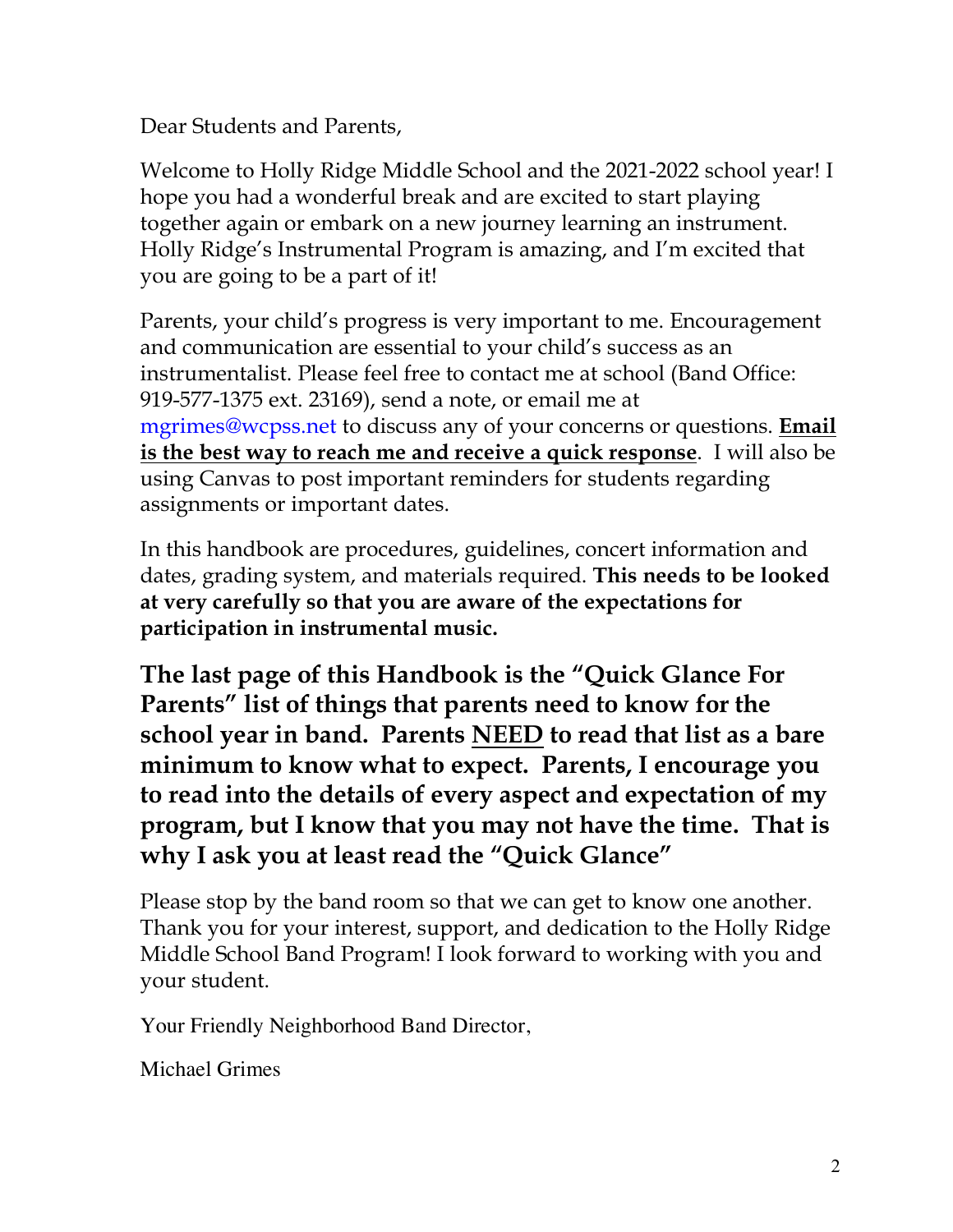Dear Students and Parents,

Welcome to Holly Ridge Middle School and the 2021-2022 school year! I hope you had a wonderful break and are excited to start playing together again or embark on a new journey learning an instrument. Holly Ridge's Instrumental Program is amazing, and I'm excited that you are going to be a part of it!

Parents, your child's progress is very important to me. Encouragement and communication are essential to your child's success as an instrumentalist. Please feel free to contact me at school (Band Office: 919-577-1375 ext. 23169), send a note, or email me at mgrimes@wcpss.net to discuss any of your concerns or questions. **<u>Email is the best way to reach me and receive a quick response</u>**. I will also be using Canvas to post important reminders for students regarding assignments or important dates.

In this handbook are procedures, guidelines, concert information and dates, grading system, and materials required. **This needs to be looked at very carefully so that you are aware of the expectations for participation in instrumental music.**

**The last page of this Handbook is the "Quick Glance For Parents" list of things that parents need to know for the school year in band. Parents <u>NEED</u> to read that list as a bare minimum to know what to expect. Parents, I encourage you to read into the details of every aspect and expectation of my program, but I know that you may not have the time. That is why I ask you at least read the "Quick Glance"**

Please stop by the band room so that we can get to know one another. Thank you for your interest, support, and dedication to the Holly Ridge Middle School Band Program! I look forward to working with you and your student.

Your Friendly Neighborhood Band Director,

Michael Grimes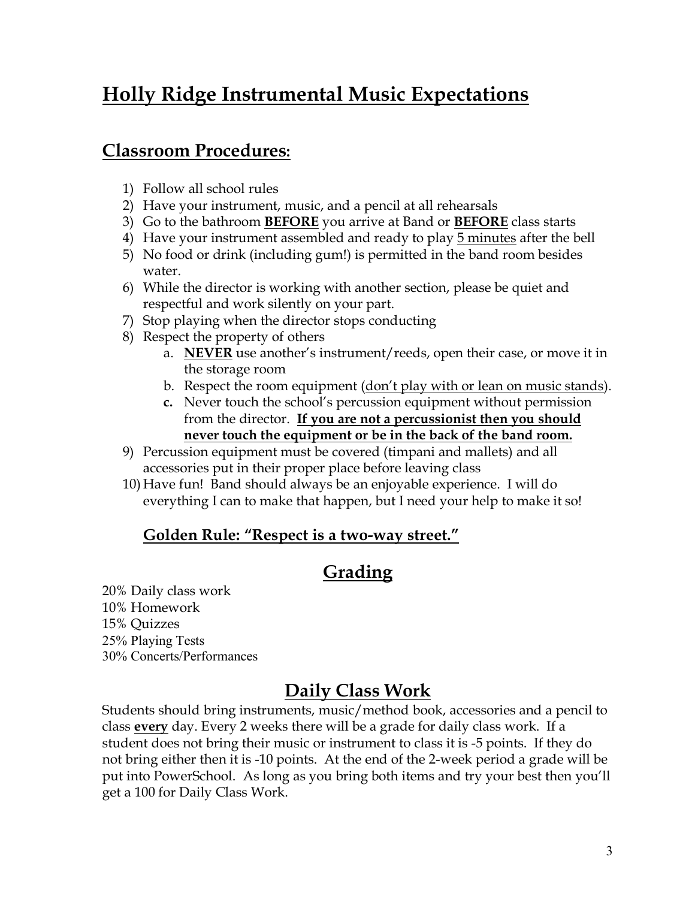# Holly Ridge Instrumental Music Expectations

## Classroom Procedures:

1) Follow all school rules
2) Have your instrument, music, and a pencil at all rehearsals
3) Go to the bathroom **BEFORE** you arrive at Band or **BEFORE** class starts
4) Have your instrument assembled and ready to play 5 minutes after the bell
5) No food or drink (including gum!) is permitted in the band room besides water.
6) While the director is working with another section, please be quiet and respectful and work silently on your part.
7) Stop playing when the director stops conducting
8) Respect the property of others
    a. **NEVER** use another's instrument/reeds, open their case, or move it in the storage room
    b. Respect the room equipment (don't play with or lean on music stands).
    c. Never touch the school's percussion equipment without permission from the director. **If you are not a percussionist then you should never touch the equipment or be in the back of the band room.**
9) Percussion equipment must be covered (timpani and mallets) and all accessories put in their proper place before leaving class
10) Have fun! Band should always be an enjoyable experience. I will do everything I can to make that happen, but I need your help to make it so!

**Golden Rule: "Respect is a two-way street."**

## Grading

20% Daily class work
10% Homework
15% Quizzes
25% Playing Tests
30% Concerts/Performances

## Daily Class Work

Students should bring instruments, music/method book, accessories and a pencil to class **every** day. Every 2 weeks there will be a grade for daily class work. If a student does not bring their music or instrument to class it is -5 points. If they do not bring either then it is -10 points. At the end of the 2-week period a grade will be put into PowerSchool. As long as you bring both items and try your best then you'll get a 100 for Daily Class Work.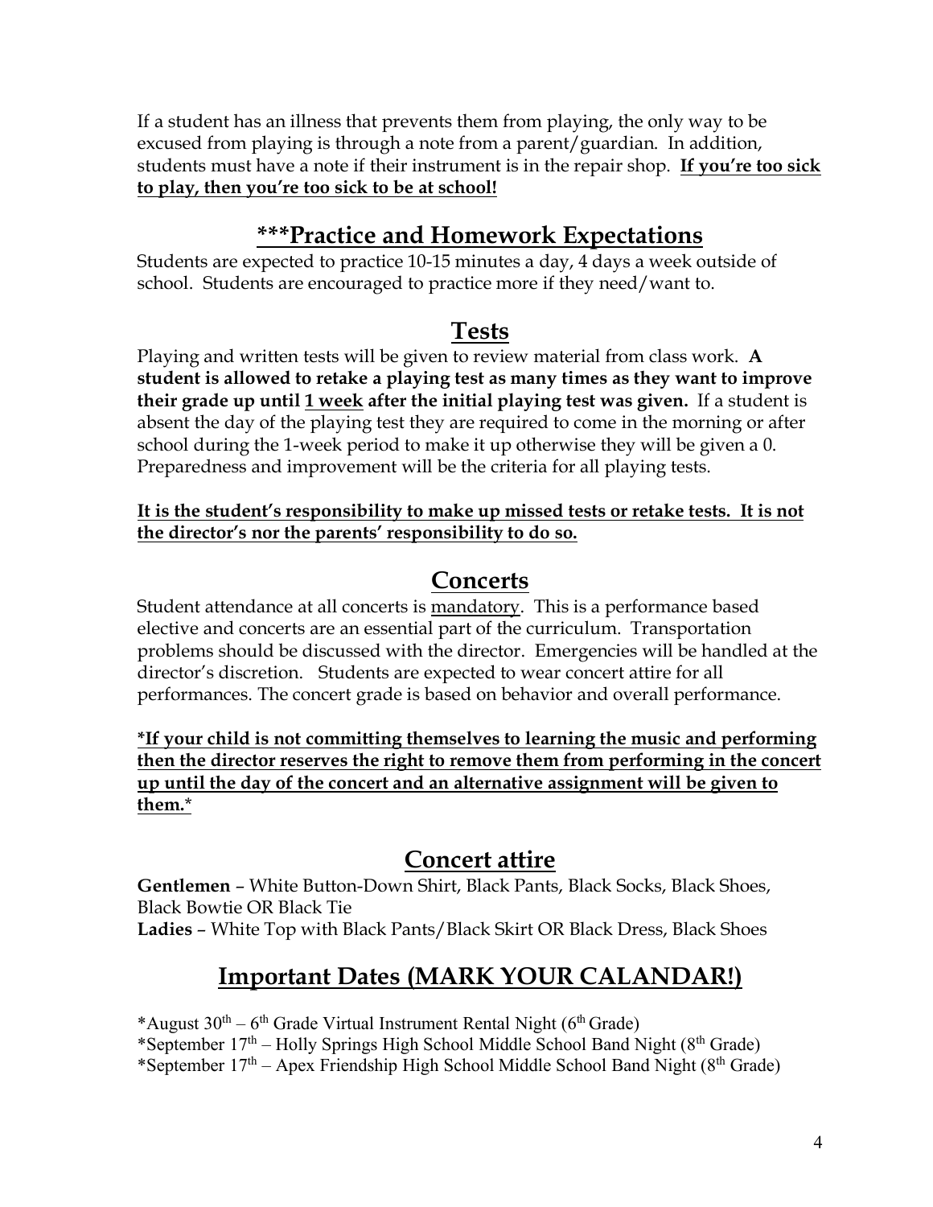If a student has an illness that prevents them from playing, the only way to be excused from playing is through a note from a parent/guardian. In addition, students must have a note if their instrument is in the repair shop. **<u>If you're too sick to play, then you're too sick to be at school!</u>**

## ***Practice and Homework Expectations

Students are expected to practice 10-15 minutes a day, 4 days a week outside of school. Students are encouraged to practice more if they need/want to.

## Tests

Playing and written tests will be given to review material from class work. **A student is allowed to retake a playing test as many times as they want to improve their grade up until <u>1 week</u> after the initial playing test was given.** If a student is absent the day of the playing test they are required to come in the morning or after school during the 1-week period to make it up otherwise they will be given a 0. Preparedness and improvement will be the criteria for all playing tests.

**<u>It is the student's responsibility to make up missed tests or retake tests. It is not the director's nor the parents' responsibility to do so.</u>**

## Concerts

Student attendance at all concerts is <u>mandatory</u>. This is a performance based elective and concerts are an essential part of the curriculum. Transportation problems should be discussed with the director. Emergencies will be handled at the director's discretion. Students are expected to wear concert attire for all performances. The concert grade is based on behavior and overall performance.

**<u>*If your child is not committing themselves to learning the music and performing then the director reserves the right to remove them from performing in the concert up until the day of the concert and an alternative assignment will be given to them.*</u>**

## Concert attire

**Gentlemen** – White Button-Down Shirt, Black Pants, Black Socks, Black Shoes, Black Bowtie OR Black Tie
**Ladies** – White Top with Black Pants/Black Skirt OR Black Dress, Black Shoes

## Important Dates (MARK YOUR CALANDAR!)

*August 30th – 6th Grade Virtual Instrument Rental Night (6th Grade)
*September 17th – Holly Springs High School Middle School Band Night (8th Grade)
*September 17th – Apex Friendship High School Middle School Band Night (8th Grade)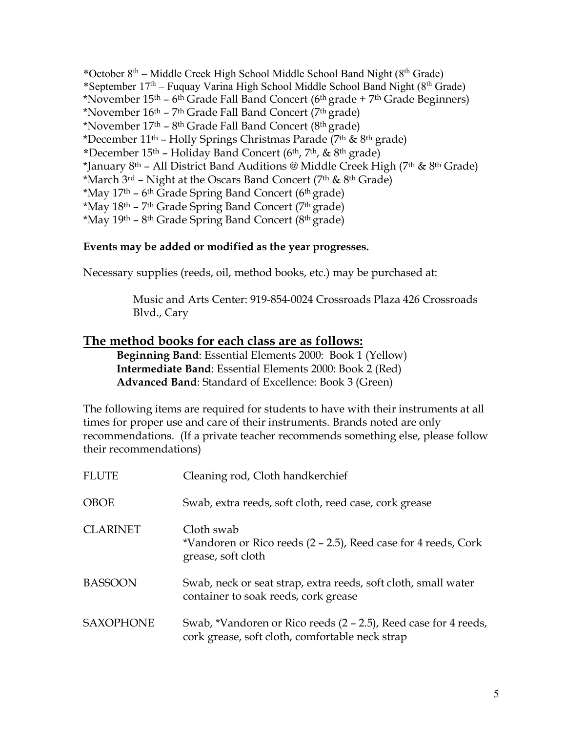*October 8th – Middle Creek High School Middle School Band Night (8th Grade)
*September 17th – Fuquay Varina High School Middle School Band Night (8th Grade)
*November 15th – 6th Grade Fall Band Concert (6th grade + 7th Grade Beginners)
*November 16th – 7th Grade Fall Band Concert (7th grade)
*November 17th – 8th Grade Fall Band Concert (8th grade)
*December 11th – Holly Springs Christmas Parade (7th & 8th grade)
*December 15th – Holiday Band Concert (6th, 7th, & 8th grade)
*January 8th – All District Band Auditions @ Middle Creek High (7th & 8th Grade)
*March 3rd – Night at the Oscars Band Concert (7th & 8th Grade)
*May 17th – 6th Grade Spring Band Concert (6th grade)
*May 18th – 7th Grade Spring Band Concert (7th grade)
*May 19th – 8th Grade Spring Band Concert (8th grade)

**Events may be added or modified as the year progresses.**

Necessary supplies (reeds, oil, method books, etc.) may be purchased at:

> Music and Arts Center: 919-854-0024 Crossroads Plaza 426 Crossroads Blvd., Cary

## The method books for each class are as follows:

**Beginning Band**: Essential Elements 2000: Book 1 (Yellow)
**Intermediate Band**: Essential Elements 2000: Book 2 (Red)
**Advanced Band**: Standard of Excellence: Book 3 (Green)

The following items are required for students to have with their instruments at all times for proper use and care of their instruments. Brands noted are only recommendations. (If a private teacher recommends something else, please follow their recommendations)

| | |
|---|---|
| FLUTE | Cleaning rod, Cloth handkerchief |
| OBOE | Swab, extra reeds, soft cloth, reed case, cork grease |
| CLARINET | Cloth swab<br>*Vandoren or Rico reeds (2 – 2.5), Reed case for 4 reeds, Cork grease, soft cloth |
| BASSOON | Swab, neck or seat strap, extra reeds, soft cloth, small water container to soak reeds, cork grease |
| SAXOPHONE | Swab, *Vandoren or Rico reeds (2 – 2.5), Reed case for 4 reeds, cork grease, soft cloth, comfortable neck strap |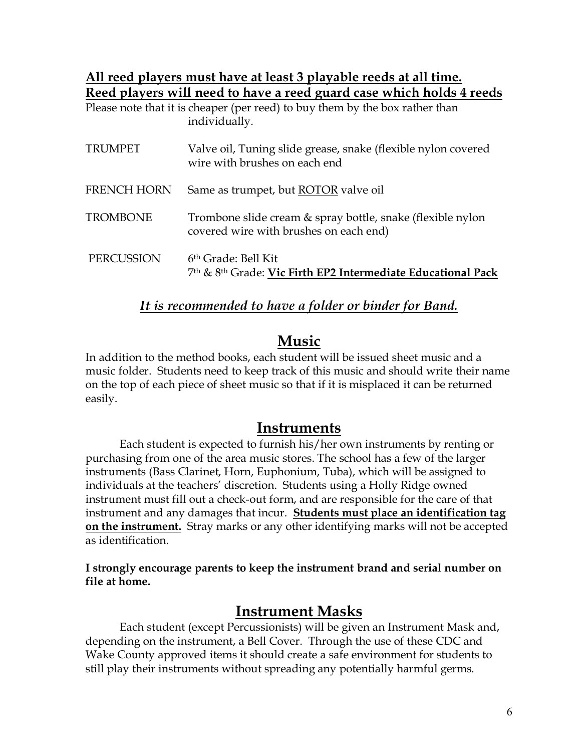**<u>All reed players must have at least 3 playable reeds at all time.</u>**
**<u>Reed players will need to have a reed guard case which holds 4 reeds</u>**

Please note that it is cheaper (per reed) to buy them by the box rather than individually.

| | |
|---|---|
| TRUMPET | Valve oil, Tuning slide grease, snake (flexible nylon covered wire with brushes on each end |
| FRENCH HORN | Same as trumpet, but <u>ROTOR</u> valve oil |
| TROMBONE | Trombone slide cream & spray bottle, snake (flexible nylon covered wire with brushes on each end) |
| PERCUSSION | 6th Grade: Bell Kit<br>7th & 8th Grade: **<u>Vic Firth EP2 Intermediate Educational Pack</u>** |

***<u>It is recommended to have a folder or binder for Band.</u>***

## <u>Music</u>

In addition to the method books, each student will be issued sheet music and a music folder. Students need to keep track of this music and should write their name on the top of each piece of sheet music so that if it is misplaced it can be returned easily.

## <u>Instruments</u>

Each student is expected to furnish his/her own instruments by renting or purchasing from one of the area music stores. The school has a few of the larger instruments (Bass Clarinet, Horn, Euphonium, Tuba), which will be assigned to individuals at the teachers' discretion. Students using a Holly Ridge owned instrument must fill out a check-out form, and are responsible for the care of that instrument and any damages that incur. **<u>Students must place an identification tag on the instrument.</u>** Stray marks or any other identifying marks will not be accepted as identification.

**I strongly encourage parents to keep the instrument brand and serial number on file at home.**

## <u>Instrument Masks</u>

Each student (except Percussionists) will be given an Instrument Mask and, depending on the instrument, a Bell Cover. Through the use of these CDC and Wake County approved items it should create a safe environment for students to still play their instruments without spreading any potentially harmful germs.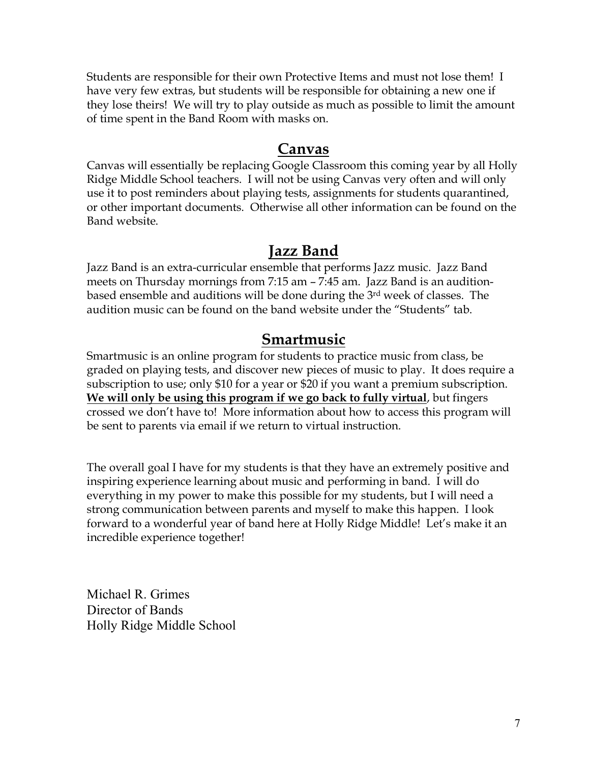Students are responsible for their own Protective Items and must not lose them! I have very few extras, but students will be responsible for obtaining a new one if they lose theirs! We will try to play outside as much as possible to limit the amount of time spent in the Band Room with masks on.

## Canvas

Canvas will essentially be replacing Google Classroom this coming year by all Holly Ridge Middle School teachers. I will not be using Canvas very often and will only use it to post reminders about playing tests, assignments for students quarantined, or other important documents. Otherwise all other information can be found on the Band website.

## Jazz Band

Jazz Band is an extra-curricular ensemble that performs Jazz music. Jazz Band meets on Thursday mornings from 7:15 am – 7:45 am. Jazz Band is an audition-based ensemble and auditions will be done during the 3rd week of classes. The audition music can be found on the band website under the "Students" tab.

## Smartmusic

Smartmusic is an online program for students to practice music from class, be graded on playing tests, and discover new pieces of music to play. It does require a subscription to use; only $10 for a year or $20 if you want a premium subscription. **We will only be using this program if we go back to fully virtual**, but fingers crossed we don't have to! More information about how to access this program will be sent to parents via email if we return to virtual instruction.

The overall goal I have for my students is that they have an extremely positive and inspiring experience learning about music and performing in band. I will do everything in my power to make this possible for my students, but I will need a strong communication between parents and myself to make this happen. I look forward to a wonderful year of band here at Holly Ridge Middle! Let's make it an incredible experience together!

Michael R. Grimes
Director of Bands
Holly Ridge Middle School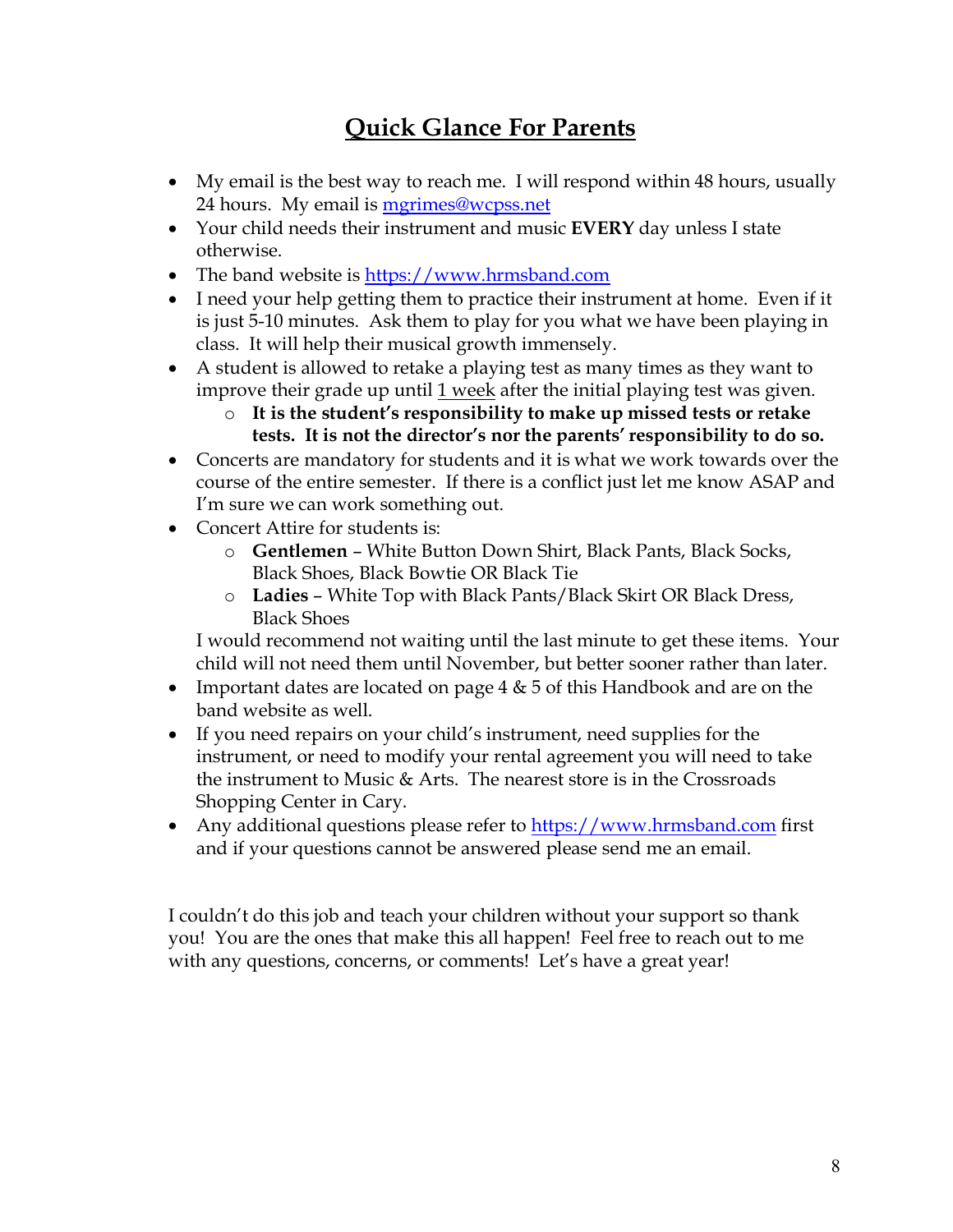# **Quick Glance For Parents**

- My email is the best way to reach me. I will respond within 48 hours, usually 24 hours. My email is mgrimes@wcpss.net
- Your child needs their instrument and music **EVERY** day unless I state otherwise.
- The band website is https://www.hrmsband.com
- I need your help getting them to practice their instrument at home. Even if it is just 5-10 minutes. Ask them to play for you what we have been playing in class. It will help their musical growth immensely.
- A student is allowed to retake a playing test as many times as they want to improve their grade up until 1 week after the initial playing test was given.
  - **It is the student's responsibility to make up missed tests or retake tests. It is not the director's nor the parents' responsibility to do so.**
- Concerts are mandatory for students and it is what we work towards over the course of the entire semester. If there is a conflict just let me know ASAP and I'm sure we can work something out.
- Concert Attire for students is:
  - **Gentlemen** – White Button Down Shirt, Black Pants, Black Socks, Black Shoes, Black Bowtie OR Black Tie
  - **Ladies** – White Top with Black Pants/Black Skirt OR Black Dress, Black Shoes

  I would recommend not waiting until the last minute to get these items. Your child will not need them until November, but better sooner rather than later.
- Important dates are located on page 4 & 5 of this Handbook and are on the band website as well.
- If you need repairs on your child's instrument, need supplies for the instrument, or need to modify your rental agreement you will need to take the instrument to Music & Arts. The nearest store is in the Crossroads Shopping Center in Cary.
- Any additional questions please refer to https://www.hrmsband.com first and if your questions cannot be answered please send me an email.

I couldn't do this job and teach your children without your support so thank you! You are the ones that make this all happen! Feel free to reach out to me with any questions, concerns, or comments! Let's have a great year!